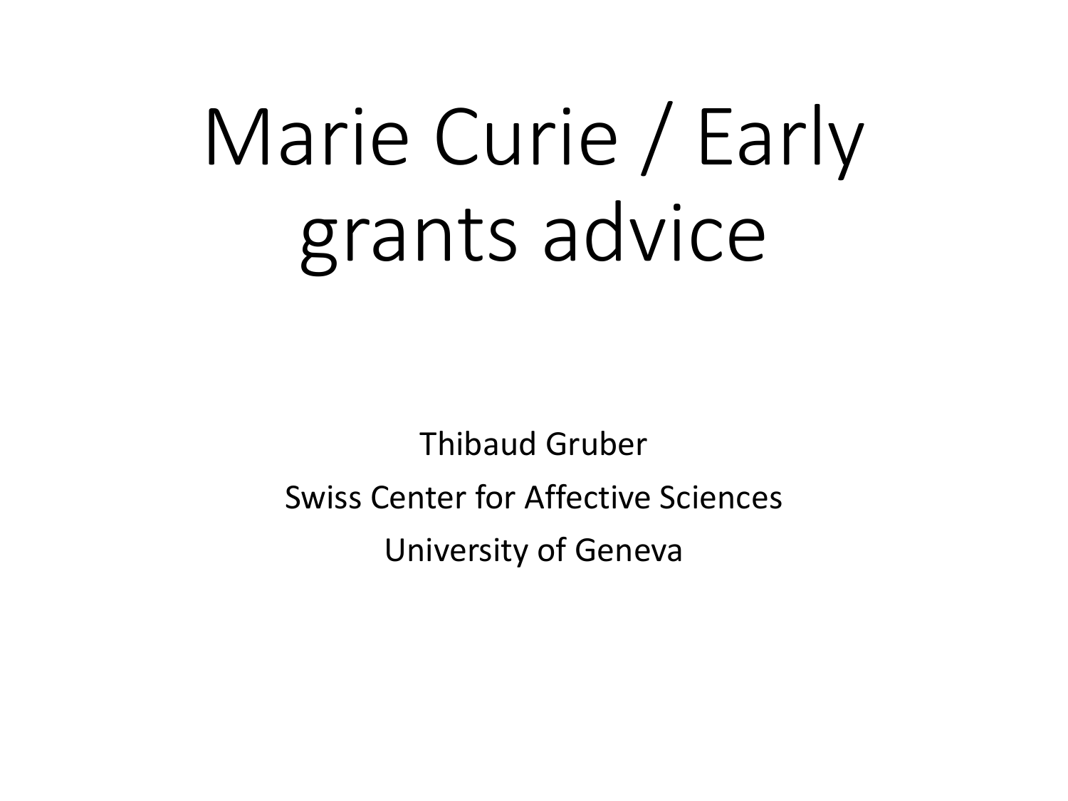# Marie Curie / Early grants advice

Thibaud Gruber

Swiss Center for Affective Sciences

University of Geneva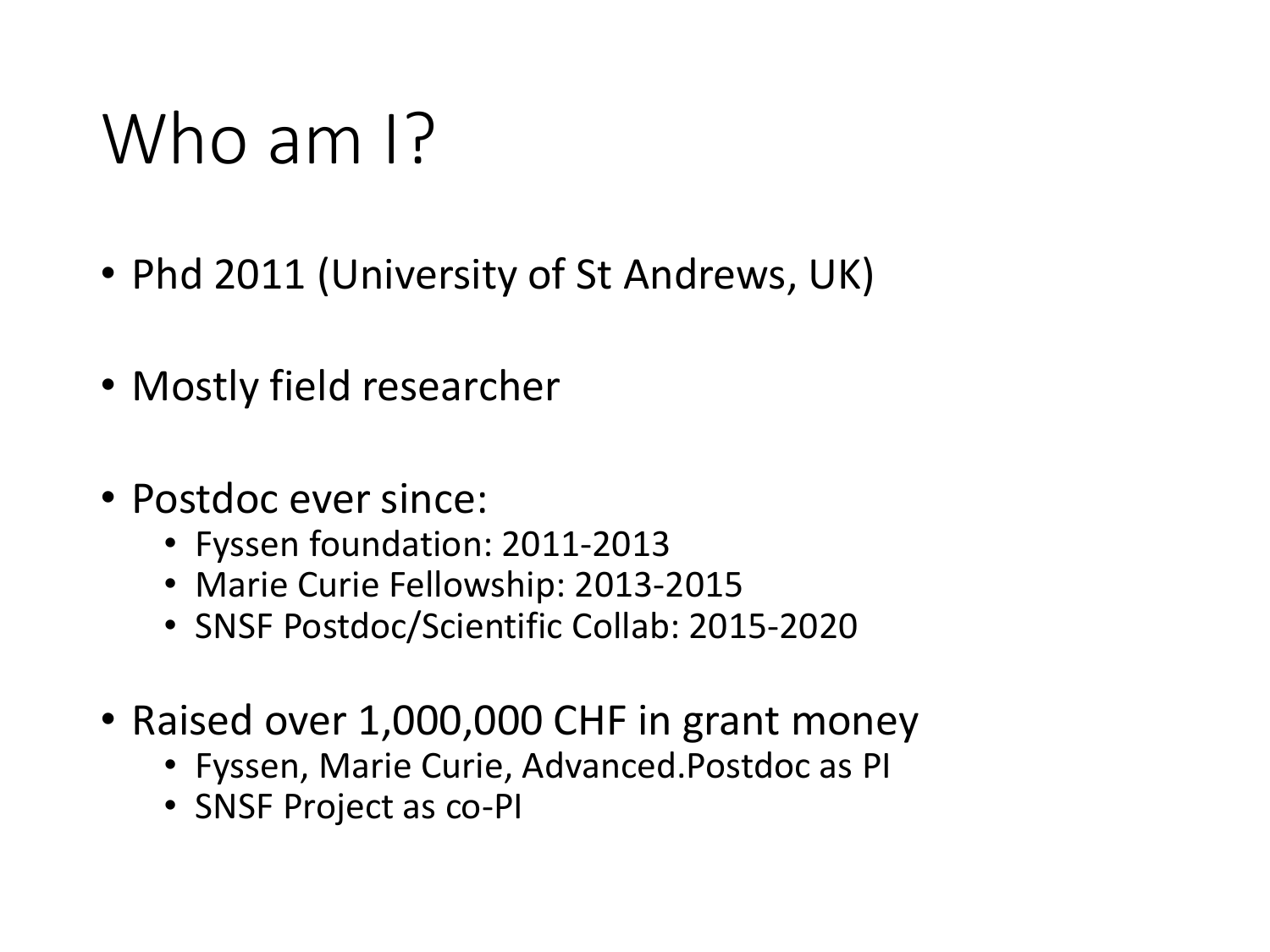# Who am I?

- Phd 2011 (University of St Andrews, UK)
- Mostly field researcher
- Postdoc ever since:
  - Fyssen foundation: 2011-2013
  - Marie Curie Fellowship: 2013-2015
  - SNSF Postdoc/Scientific Collab: 2015-2020
- Raised over 1,000,000 CHF in grant money
  - Fyssen, Marie Curie, Advanced.Postdoc as PI
  - SNSF Project as co-PI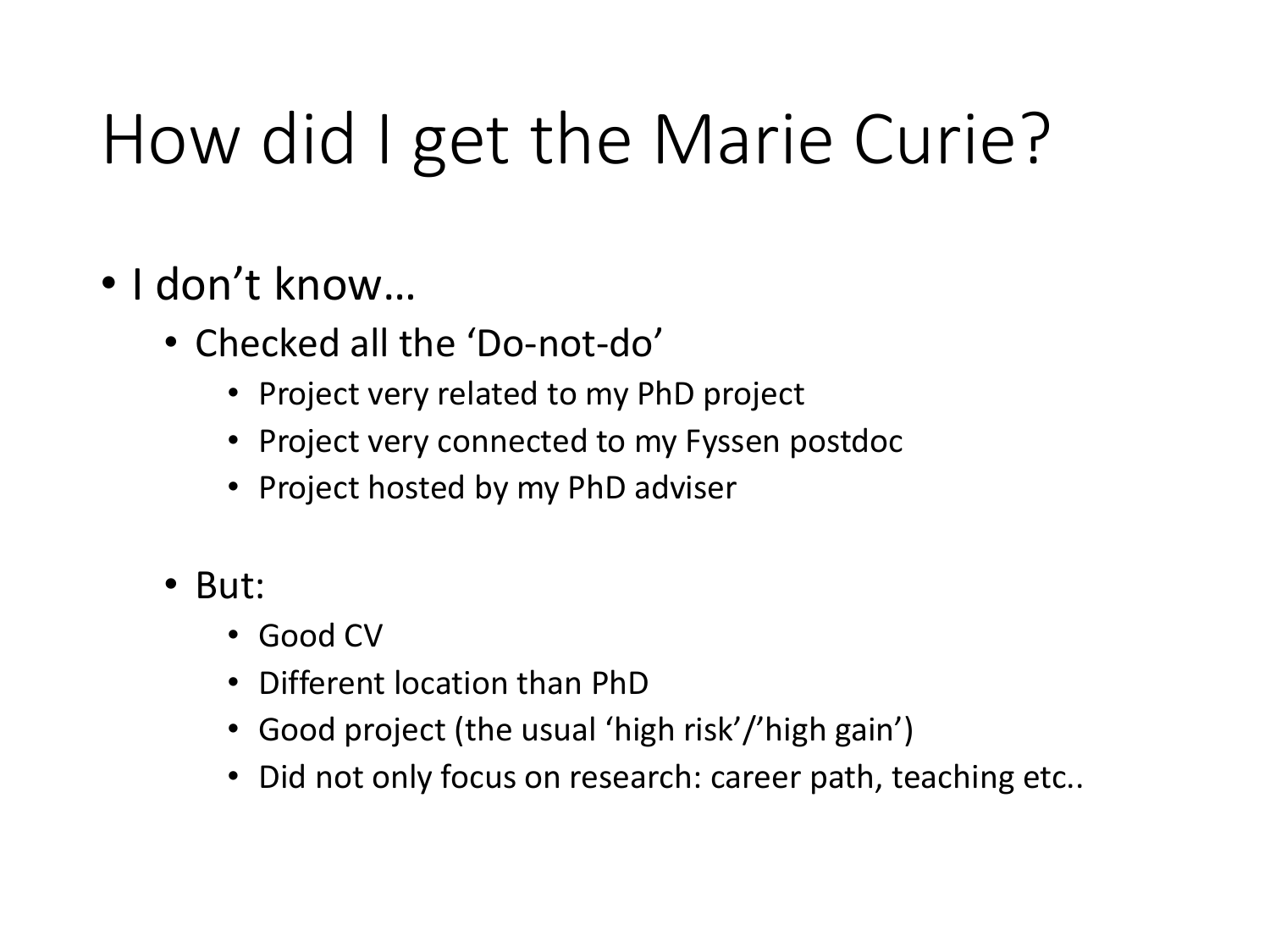# How did I get the Marie Curie?

- I don't know…
  - Checked all the 'Do-not-do'
    - Project very related to my PhD project
    - Project very connected to my Fyssen postdoc
    - Project hosted by my PhD adviser

  - But:
    - Good CV
    - Different location than PhD
    - Good project (the usual 'high risk'/'high gain')
    - Did not only focus on research: career path, teaching etc..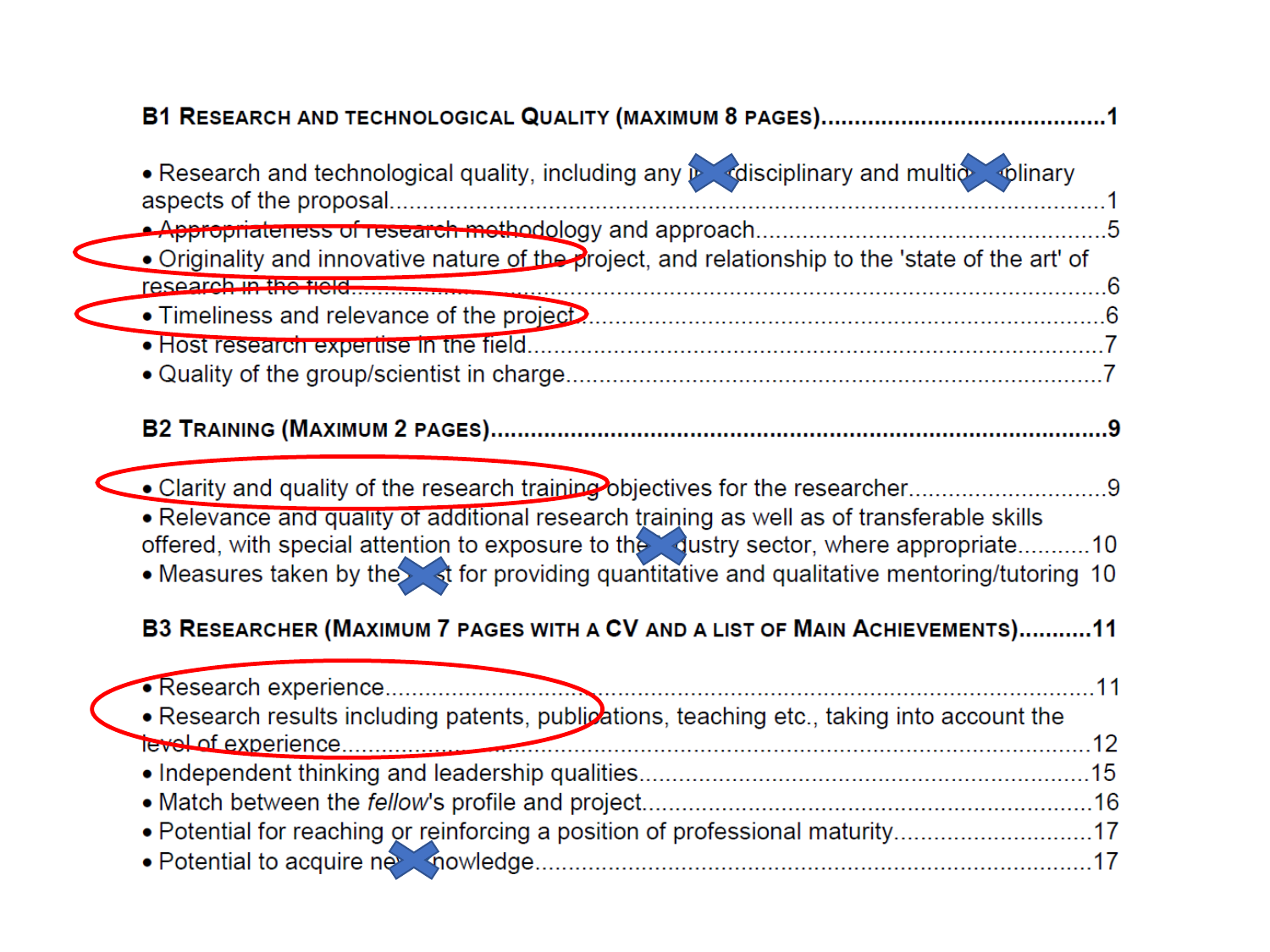**B1 RESEARCH AND TECHNOLOGICAL QUALITY (MAXIMUM 8 PAGES)........................................1**

- Research and technological quality, including any interdisciplinary and multidisciplinary aspects of the proposal.......................................................................................1
- Appropriateness of research methodology and approach..........................................5
- Originality and innovative nature of the project, and relationship to the 'state of the art' of research in the field...............................................................................................6
- Timeliness and relevance of the project.................................................................6
- Host research expertise in the field........................................................................7
- Quality of the group/scientist in charge...................................................................7

**B2 TRAINING (MAXIMUM 2 PAGES)...............................................................................9**

- Clarity and quality of the research training objectives for the researcher.......................9
- Relevance and quality of additional research training as well as of transferable skills offered, with special attention to exposure to the industry sector, where appropriate...........10
- Measures taken by the host for providing quantitative and qualitative mentoring/tutoring 10

**B3 RESEARCHER (MAXIMUM 7 PAGES WITH A CV AND A LIST OF MAIN ACHIEVEMENTS)...........11**

- Research experience.........................................................................................11
- Research results including patents, publications, teaching etc., taking into account the level of experience.............................................................................................12
- Independent thinking and leadership qualities......................................................15
- Match between the *fellow*'s profile and project.....................................................16
- Potential for reaching or reinforcing a position of professional maturity.....................17
- Potential to acquire new knowledge....................................................................17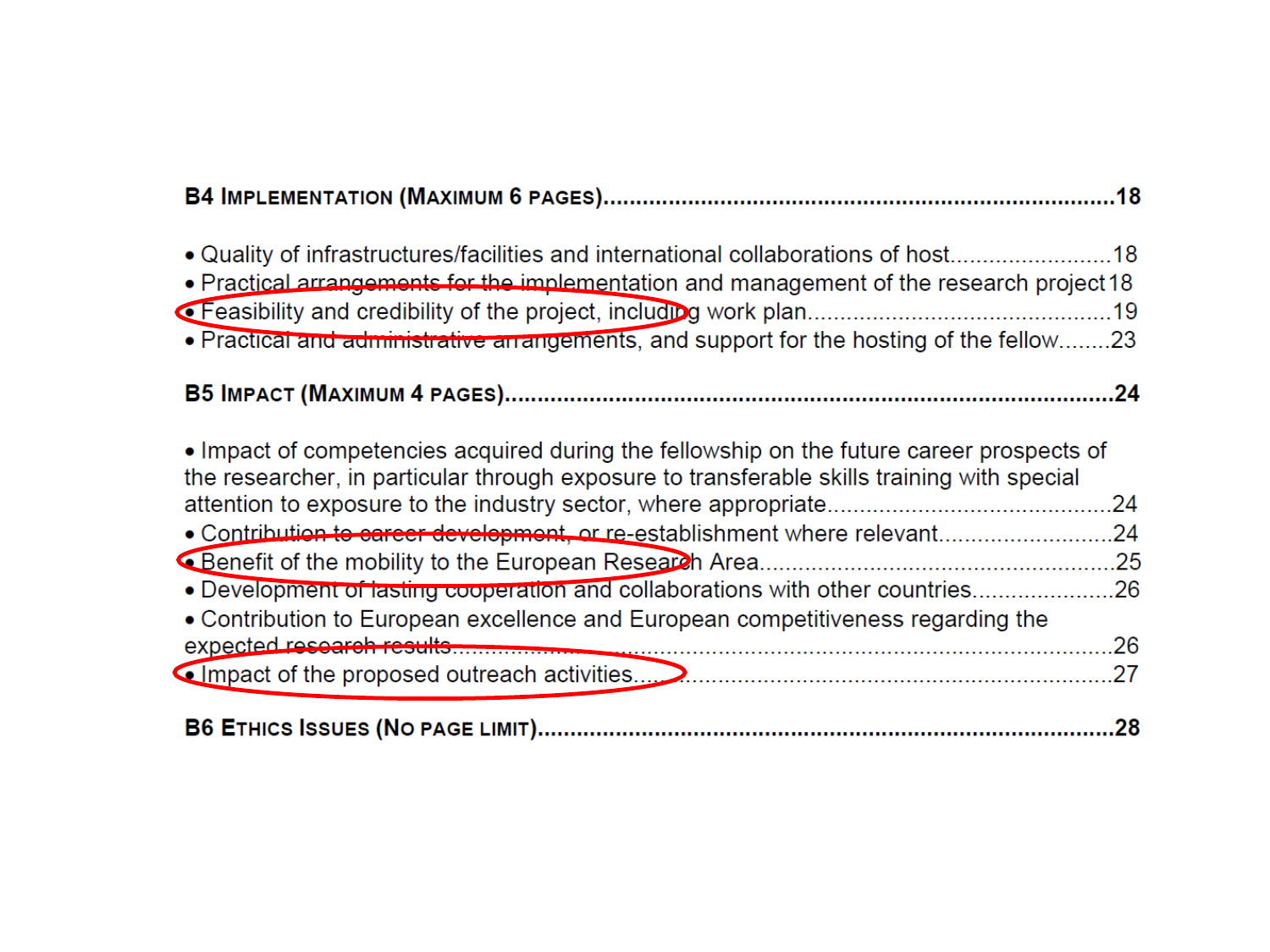**B4 Implementation (Maximum 6 pages)**....................................................................18

- Quality of infrastructures/facilities and international collaborations of host.........................18
- Practical arrangements for the implementation and management of the research project 18
- Feasibility and credibility of the project, including work plan...............................................19
- Practical and administrative arrangements, and support for the hosting of the fellow........23

**B5 Impact (Maximum 4 pages)**..........................................................................................24

- Impact of competencies acquired during the fellowship on the future career prospects of the researcher, in particular through exposure to transferable skills training with special attention to exposure to the industry sector, where appropriate............................................24
- Contribution to career development, or re-establishment where relevant...........................24
- Benefit of the mobility to the European Research Area........................................................25
- Development of lasting cooperation and collaborations with other countries.....................26
- Contribution to European excellence and European competitiveness regarding the expected research results...................................................................................................26
- Impact of the proposed outreach activities.........................................................................27

**B6 Ethics Issues (No page limit)**.........................................................................................28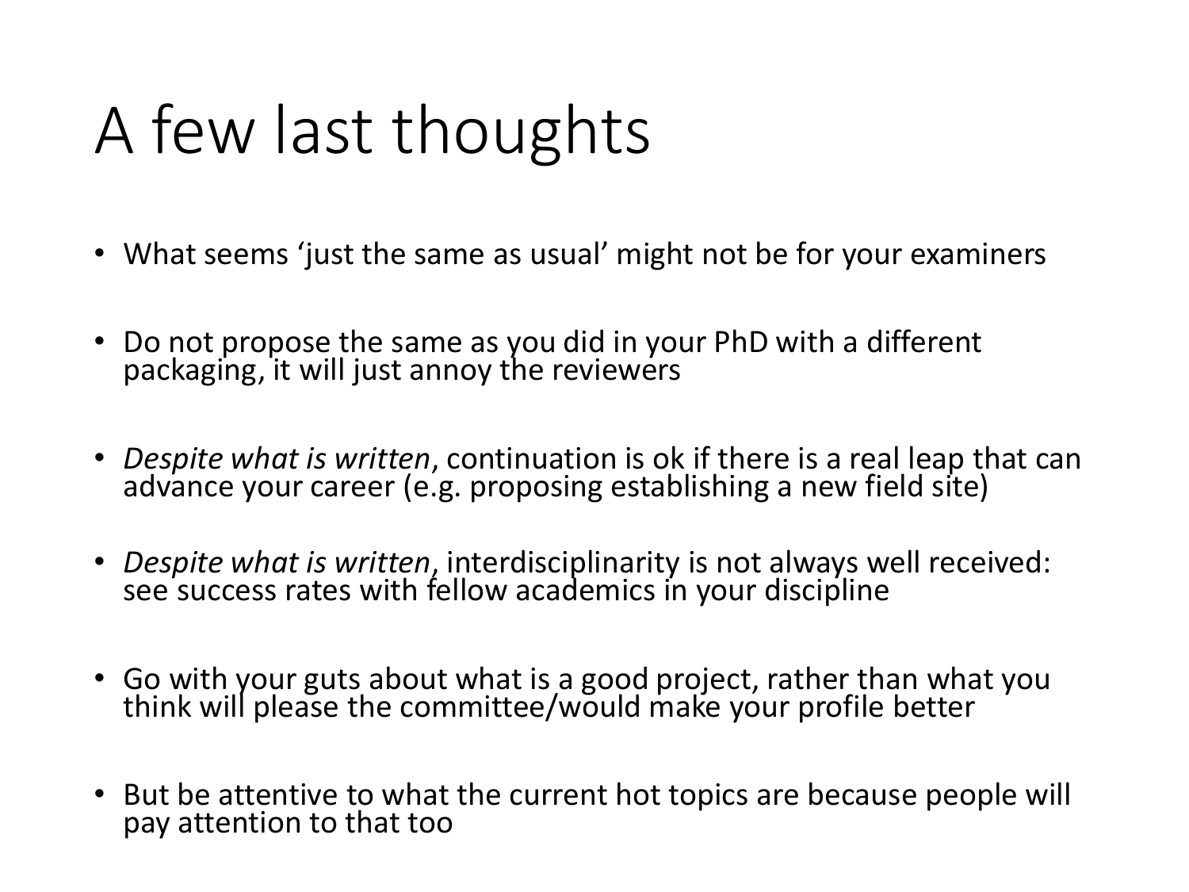# A few last thoughts

- What seems 'just the same as usual' might not be for your examiners
- Do not propose the same as you did in your PhD with a different packaging, it will just annoy the reviewers
- *Despite what is written*, continuation is ok if there is a real leap that can advance your career (e.g. proposing establishing a new field site)
- *Despite what is written*, interdisciplinarity is not always well received: see success rates with fellow academics in your discipline
- Go with your guts about what is a good project, rather than what you think will please the committee/would make your profile better
- But be attentive to what the current hot topics are because people will pay attention to that too